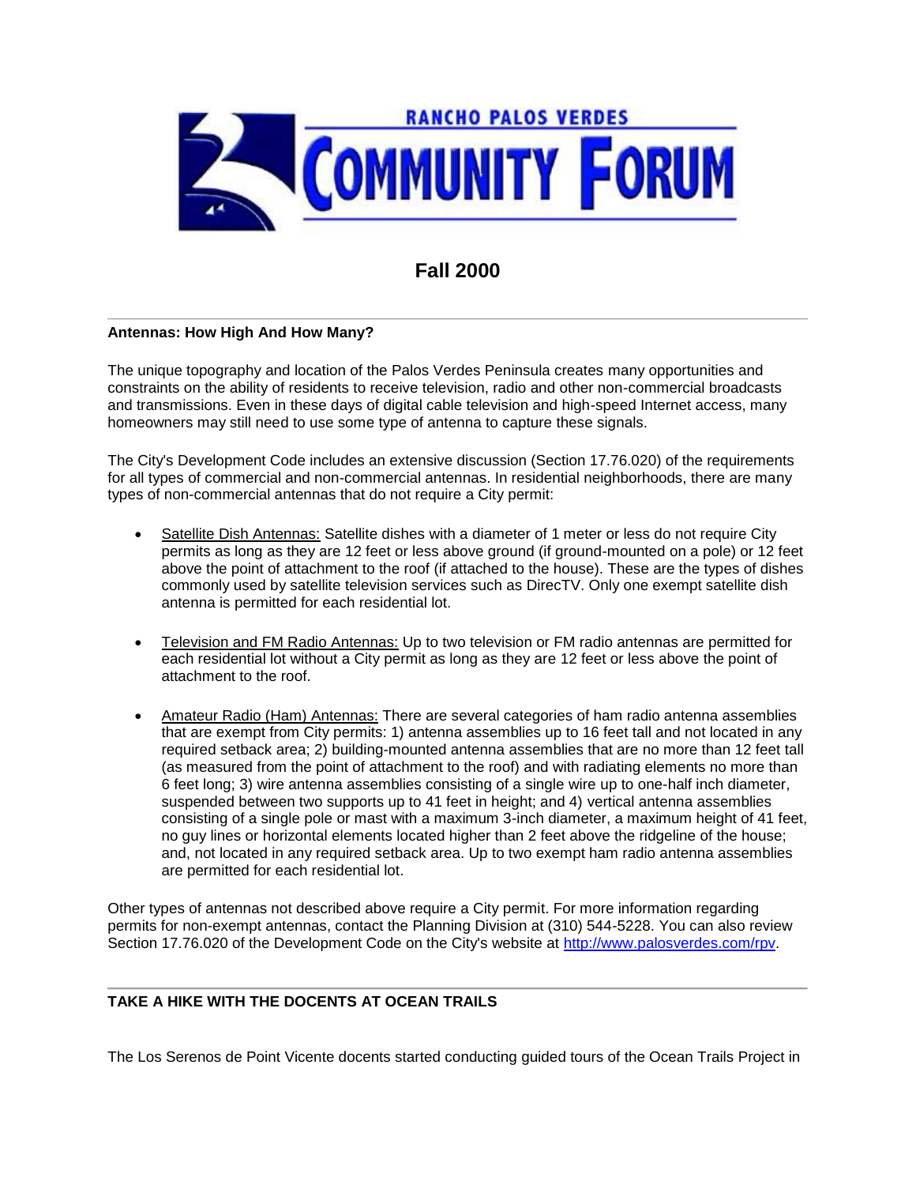# RANCHO PALOS VERDES COMMUNITY FORUM

## Fall 2000

---

**Antennas: How High And How Many?**

The unique topography and location of the Palos Verdes Peninsula creates many opportunities and constraints on the ability of residents to receive television, radio and other non-commercial broadcasts and transmissions. Even in these days of digital cable television and high-speed Internet access, many homeowners may still need to use some type of antenna to capture these signals.

The City's Development Code includes an extensive discussion (Section 17.76.020) of the requirements for all types of commercial and non-commercial antennas. In residential neighborhoods, there are many types of non-commercial antennas that do not require a City permit:

- Satellite Dish Antennas: Satellite dishes with a diameter of 1 meter or less do not require City permits as long as they are 12 feet or less above ground (if ground-mounted on a pole) or 12 feet above the point of attachment to the roof (if attached to the house). These are the types of dishes commonly used by satellite television services such as DirecTV. Only one exempt satellite dish antenna is permitted for each residential lot.

- Television and FM Radio Antennas: Up to two television or FM radio antennas are permitted for each residential lot without a City permit as long as they are 12 feet or less above the point of attachment to the roof.

- Amateur Radio (Ham) Antennas: There are several categories of ham radio antenna assemblies that are exempt from City permits: 1) antenna assemblies up to 16 feet tall and not located in any required setback area; 2) building-mounted antenna assemblies that are no more than 12 feet tall (as measured from the point of attachment to the roof) and with radiating elements no more than 6 feet long; 3) wire antenna assemblies consisting of a single wire up to one-half inch diameter, suspended between two supports up to 41 feet in height; and 4) vertical antenna assemblies consisting of a single pole or mast with a maximum 3-inch diameter, a maximum height of 41 feet, no guy lines or horizontal elements located higher than 2 feet above the ridgeline of the house; and, not located in any required setback area. Up to two exempt ham radio antenna assemblies are permitted for each residential lot.

Other types of antennas not described above require a City permit. For more information regarding permits for non-exempt antennas, contact the Planning Division at (310) 544-5228. You can also review Section 17.76.020 of the Development Code on the City's website at http://www.palosverdes.com/rpv.

---

**TAKE A HIKE WITH THE DOCENTS AT OCEAN TRAILS**

The Los Serenos de Point Vicente docents started conducting guided tours of the Ocean Trails Project in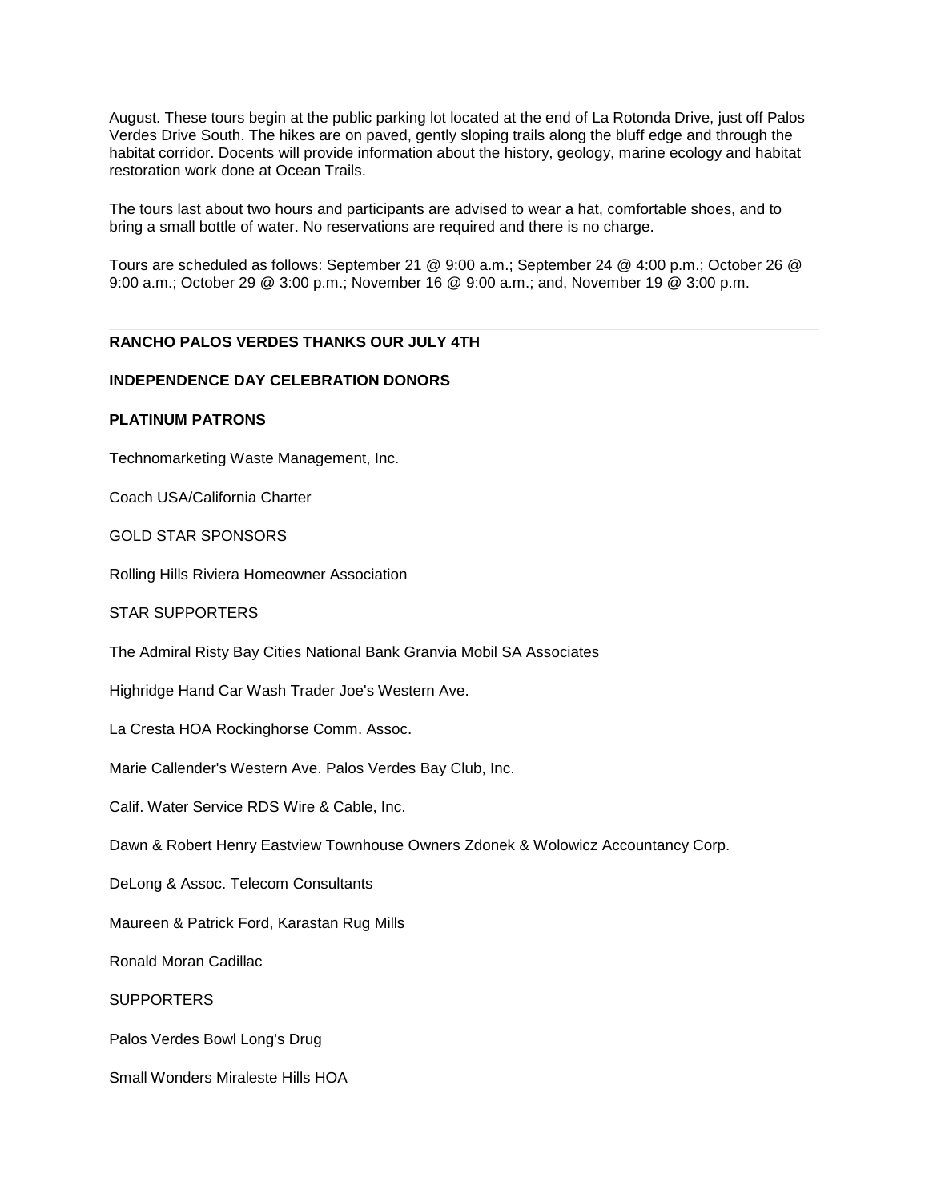August. These tours begin at the public parking lot located at the end of La Rotonda Drive, just off Palos Verdes Drive South. The hikes are on paved, gently sloping trails along the bluff edge and through the habitat corridor. Docents will provide information about the history, geology, marine ecology and habitat restoration work done at Ocean Trails.

The tours last about two hours and participants are advised to wear a hat, comfortable shoes, and to bring a small bottle of water. No reservations are required and there is no charge.

Tours are scheduled as follows: September 21 @ 9:00 a.m.; September 24 @ 4:00 p.m.; October 26 @ 9:00 a.m.; October 29 @ 3:00 p.m.; November 16 @ 9:00 a.m.; and, November 19 @ 3:00 p.m.

---

**RANCHO PALOS VERDES THANKS OUR JULY 4TH**

**INDEPENDENCE DAY CELEBRATION DONORS**

**PLATINUM PATRONS**

Technomarketing Waste Management, Inc.

Coach USA/California Charter

GOLD STAR SPONSORS

Rolling Hills Riviera Homeowner Association

STAR SUPPORTERS

The Admiral Risty Bay Cities National Bank Granvia Mobil SA Associates

Highridge Hand Car Wash Trader Joe's Western Ave.

La Cresta HOA Rockinghorse Comm. Assoc.

Marie Callender's Western Ave. Palos Verdes Bay Club, Inc.

Calif. Water Service RDS Wire & Cable, Inc.

Dawn & Robert Henry Eastview Townhouse Owners Zdonek & Wolowicz Accountancy Corp.

DeLong & Assoc. Telecom Consultants

Maureen & Patrick Ford, Karastan Rug Mills

Ronald Moran Cadillac

SUPPORTERS

Palos Verdes Bowl Long's Drug

Small Wonders Miraleste Hills HOA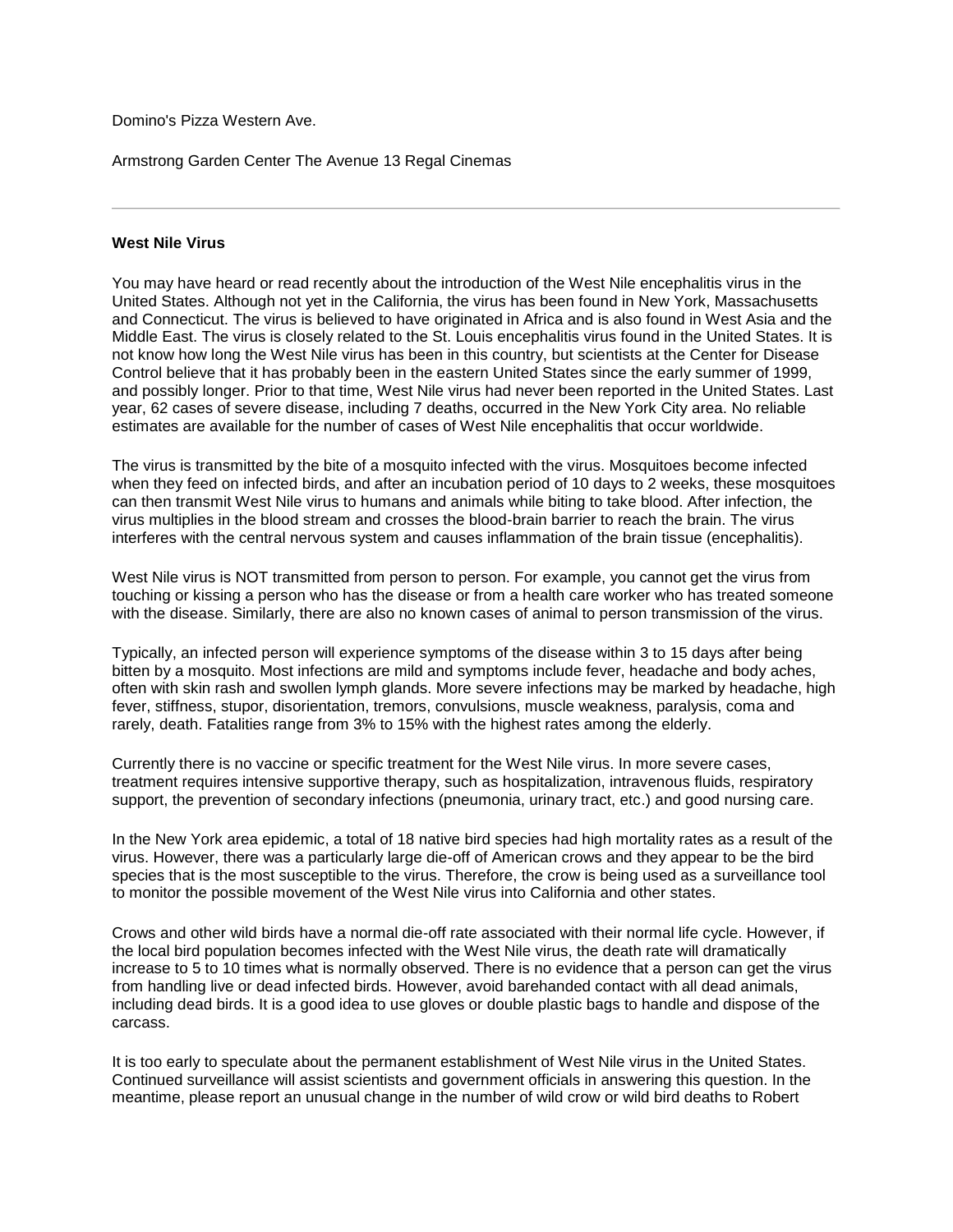Domino's Pizza Western Ave.

Armstrong Garden Center The Avenue 13 Regal Cinemas

---

**West Nile Virus**

You may have heard or read recently about the introduction of the West Nile encephalitis virus in the United States. Although not yet in the California, the virus has been found in New York, Massachusetts and Connecticut. The virus is believed to have originated in Africa and is also found in West Asia and the Middle East. The virus is closely related to the St. Louis encephalitis virus found in the United States. It is not know how long the West Nile virus has been in this country, but scientists at the Center for Disease Control believe that it has probably been in the eastern United States since the early summer of 1999, and possibly longer. Prior to that time, West Nile virus had never been reported in the United States. Last year, 62 cases of severe disease, including 7 deaths, occurred in the New York City area. No reliable estimates are available for the number of cases of West Nile encephalitis that occur worldwide.

The virus is transmitted by the bite of a mosquito infected with the virus. Mosquitoes become infected when they feed on infected birds, and after an incubation period of 10 days to 2 weeks, these mosquitoes can then transmit West Nile virus to humans and animals while biting to take blood. After infection, the virus multiplies in the blood stream and crosses the blood-brain barrier to reach the brain. The virus interferes with the central nervous system and causes inflammation of the brain tissue (encephalitis).

West Nile virus is NOT transmitted from person to person. For example, you cannot get the virus from touching or kissing a person who has the disease or from a health care worker who has treated someone with the disease. Similarly, there are also no known cases of animal to person transmission of the virus.

Typically, an infected person will experience symptoms of the disease within 3 to 15 days after being bitten by a mosquito. Most infections are mild and symptoms include fever, headache and body aches, often with skin rash and swollen lymph glands. More severe infections may be marked by headache, high fever, stiffness, stupor, disorientation, tremors, convulsions, muscle weakness, paralysis, coma and rarely, death. Fatalities range from 3% to 15% with the highest rates among the elderly.

Currently there is no vaccine or specific treatment for the West Nile virus. In more severe cases, treatment requires intensive supportive therapy, such as hospitalization, intravenous fluids, respiratory support, the prevention of secondary infections (pneumonia, urinary tract, etc.) and good nursing care.

In the New York area epidemic, a total of 18 native bird species had high mortality rates as a result of the virus. However, there was a particularly large die-off of American crows and they appear to be the bird species that is the most susceptible to the virus. Therefore, the crow is being used as a surveillance tool to monitor the possible movement of the West Nile virus into California and other states.

Crows and other wild birds have a normal die-off rate associated with their normal life cycle. However, if the local bird population becomes infected with the West Nile virus, the death rate will dramatically increase to 5 to 10 times what is normally observed. There is no evidence that a person can get the virus from handling live or dead infected birds. However, avoid barehanded contact with all dead animals, including dead birds. It is a good idea to use gloves or double plastic bags to handle and dispose of the carcass.

It is too early to speculate about the permanent establishment of West Nile virus in the United States. Continued surveillance will assist scientists and government officials in answering this question. In the meantime, please report an unusual change in the number of wild crow or wild bird deaths to Robert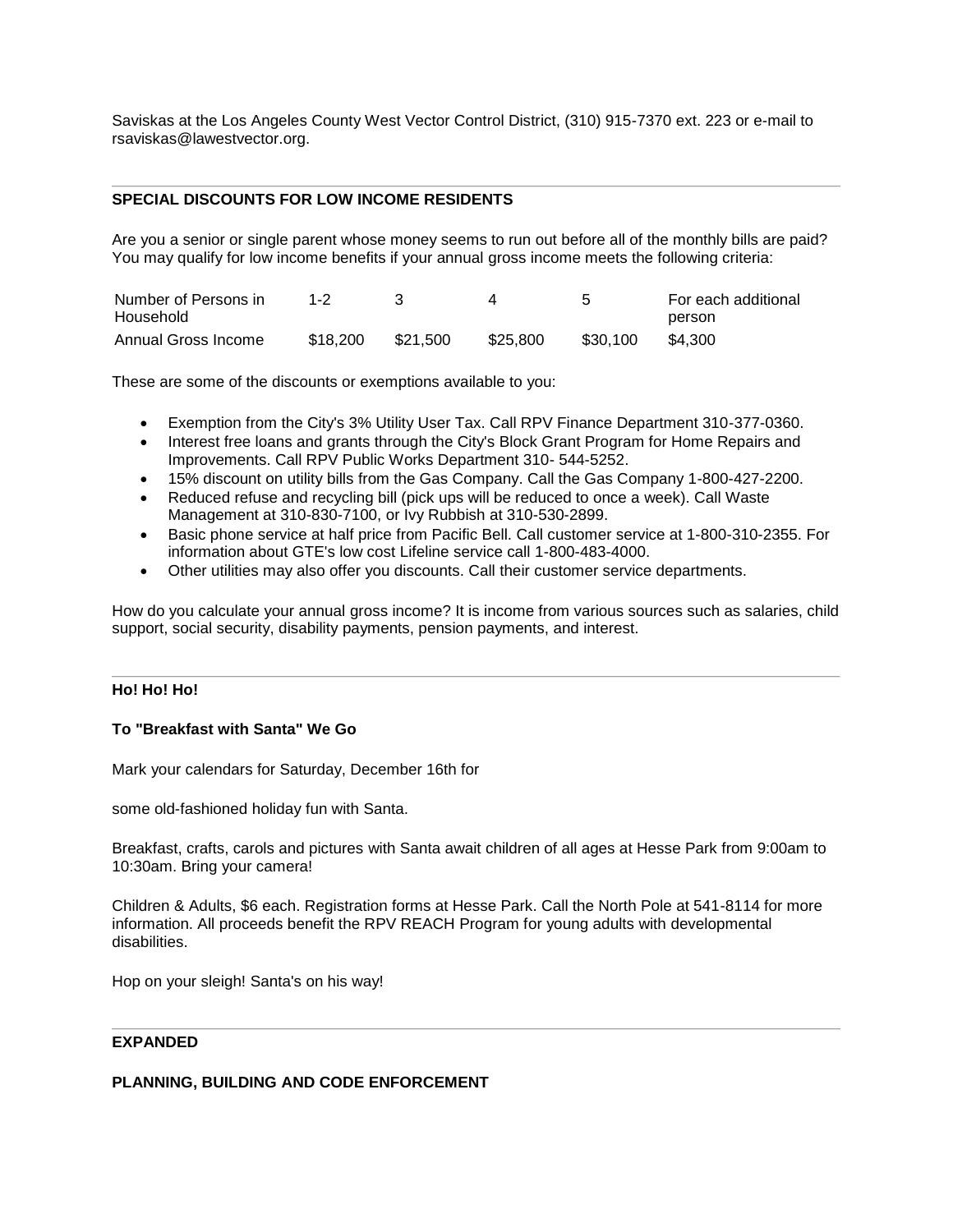Saviskas at the Los Angeles County West Vector Control District, (310) 915-7370 ext. 223 or e-mail to rsaviskas@lawestvector.org.

---

**SPECIAL DISCOUNTS FOR LOW INCOME RESIDENTS**

Are you a senior or single parent whose money seems to run out before all of the monthly bills are paid? You may qualify for low income benefits if your annual gross income meets the following criteria:

| Number of Persons in Household | 1-2 | 3 | 4 | 5 | For each additional person |
|---|---|---|---|---|---|
| Annual Gross Income | $18,200 | $21,500 | $25,800 | $30,100 | $4,300 |

These are some of the discounts or exemptions available to you:

- Exemption from the City's 3% Utility User Tax. Call RPV Finance Department 310-377-0360.
- Interest free loans and grants through the City's Block Grant Program for Home Repairs and Improvements. Call RPV Public Works Department 310- 544-5252.
- 15% discount on utility bills from the Gas Company. Call the Gas Company 1-800-427-2200.
- Reduced refuse and recycling bill (pick ups will be reduced to once a week). Call Waste Management at 310-830-7100, or Ivy Rubbish at 310-530-2899.
- Basic phone service at half price from Pacific Bell. Call customer service at 1-800-310-2355. For information about GTE's low cost Lifeline service call 1-800-483-4000.
- Other utilities may also offer you discounts. Call their customer service departments.

How do you calculate your annual gross income? It is income from various sources such as salaries, child support, social security, disability payments, pension payments, and interest.

---

**Ho! Ho! Ho!**

**To "Breakfast with Santa" We Go**

Mark your calendars for Saturday, December 16th for

some old-fashioned holiday fun with Santa.

Breakfast, crafts, carols and pictures with Santa await children of all ages at Hesse Park from 9:00am to 10:30am. Bring your camera!

Children & Adults, $6 each. Registration forms at Hesse Park. Call the North Pole at 541-8114 for more information. All proceeds benefit the RPV REACH Program for young adults with developmental disabilities.

Hop on your sleigh! Santa's on his way!

---

**EXPANDED**

**PLANNING, BUILDING AND CODE ENFORCEMENT**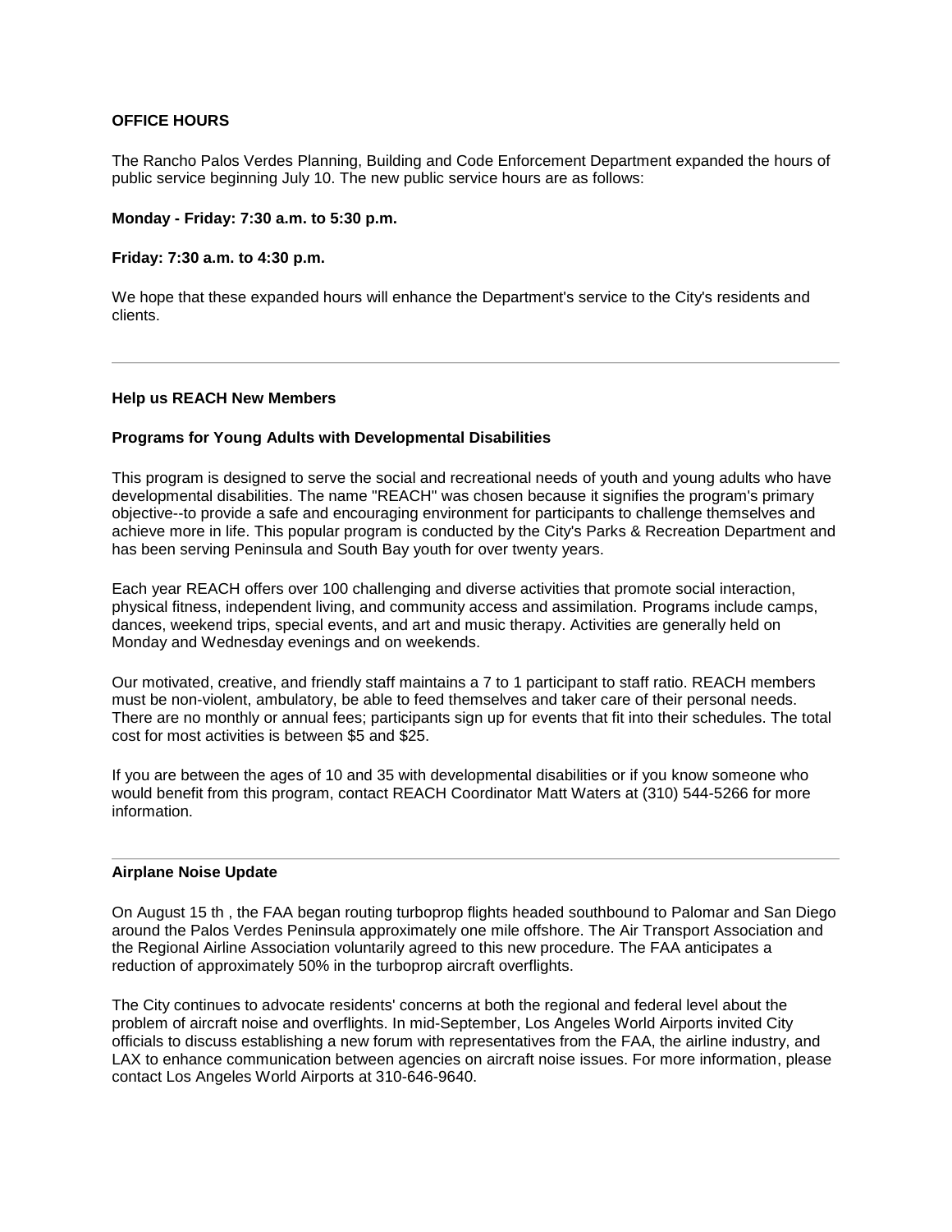**OFFICE HOURS**

The Rancho Palos Verdes Planning, Building and Code Enforcement Department expanded the hours of public service beginning July 10. The new public service hours are as follows:

**Monday - Friday: 7:30 a.m. to 5:30 p.m.**

**Friday: 7:30 a.m. to 4:30 p.m.**

We hope that these expanded hours will enhance the Department's service to the City's residents and clients.

---

**Help us REACH New Members**

**Programs for Young Adults with Developmental Disabilities**

This program is designed to serve the social and recreational needs of youth and young adults who have developmental disabilities. The name "REACH" was chosen because it signifies the program's primary objective--to provide a safe and encouraging environment for participants to challenge themselves and achieve more in life. This popular program is conducted by the City's Parks & Recreation Department and has been serving Peninsula and South Bay youth for over twenty years.

Each year REACH offers over 100 challenging and diverse activities that promote social interaction, physical fitness, independent living, and community access and assimilation. Programs include camps, dances, weekend trips, special events, and art and music therapy. Activities are generally held on Monday and Wednesday evenings and on weekends.

Our motivated, creative, and friendly staff maintains a 7 to 1 participant to staff ratio. REACH members must be non-violent, ambulatory, be able to feed themselves and taker care of their personal needs. There are no monthly or annual fees; participants sign up for events that fit into their schedules. The total cost for most activities is between $5 and $25.

If you are between the ages of 10 and 35 with developmental disabilities or if you know someone who would benefit from this program, contact REACH Coordinator Matt Waters at (310) 544-5266 for more information.

---

**Airplane Noise Update**

On August 15 th , the FAA began routing turboprop flights headed southbound to Palomar and San Diego around the Palos Verdes Peninsula approximately one mile offshore. The Air Transport Association and the Regional Airline Association voluntarily agreed to this new procedure. The FAA anticipates a reduction of approximately 50% in the turboprop aircraft overflights.

The City continues to advocate residents' concerns at both the regional and federal level about the problem of aircraft noise and overflights. In mid-September, Los Angeles World Airports invited City officials to discuss establishing a new forum with representatives from the FAA, the airline industry, and LAX to enhance communication between agencies on aircraft noise issues. For more information, please contact Los Angeles World Airports at 310-646-9640.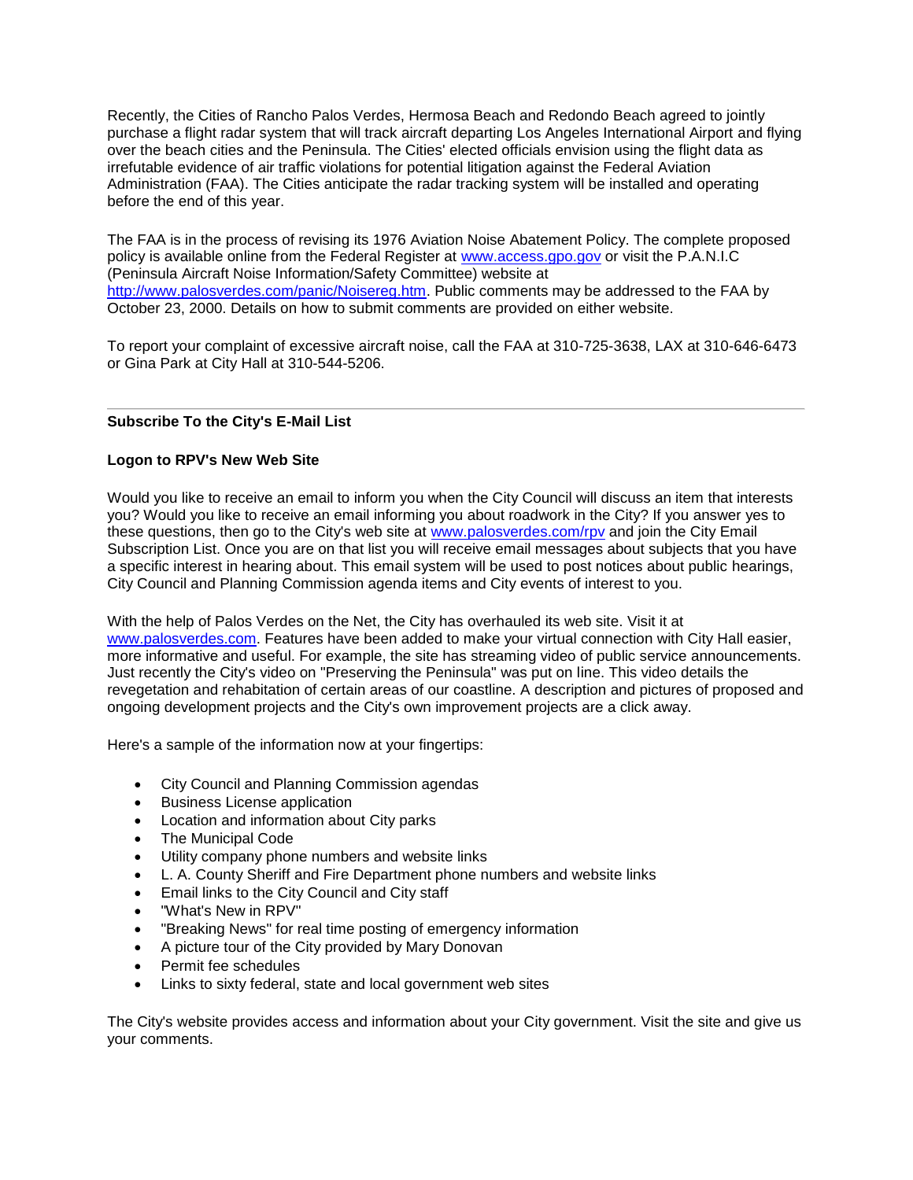Recently, the Cities of Rancho Palos Verdes, Hermosa Beach and Redondo Beach agreed to jointly purchase a flight radar system that will track aircraft departing Los Angeles International Airport and flying over the beach cities and the Peninsula. The Cities' elected officials envision using the flight data as irrefutable evidence of air traffic violations for potential litigation against the Federal Aviation Administration (FAA). The Cities anticipate the radar tracking system will be installed and operating before the end of this year.

The FAA is in the process of revising its 1976 Aviation Noise Abatement Policy. The complete proposed policy is available online from the Federal Register at [www.access.gpo.gov](www.access.gpo.gov) or visit the P.A.N.I.C (Peninsula Aircraft Noise Information/Safety Committee) website at [http://www.palosverdes.com/panic/Noisereg.htm](http://www.palosverdes.com/panic/Noisereg.htm). Public comments may be addressed to the FAA by October 23, 2000. Details on how to submit comments are provided on either website.

To report your complaint of excessive aircraft noise, call the FAA at 310-725-3638, LAX at 310-646-6473 or Gina Park at City Hall at 310-544-5206.

---

**Subscribe To the City's E-Mail List**

**Logon to RPV's New Web Site**

Would you like to receive an email to inform you when the City Council will discuss an item that interests you? Would you like to receive an email informing you about roadwork in the City? If you answer yes to these questions, then go to the City's web site at [www.palosverdes.com/rpv](www.palosverdes.com/rpv) and join the City Email Subscription List. Once you are on that list you will receive email messages about subjects that you have a specific interest in hearing about. This email system will be used to post notices about public hearings, City Council and Planning Commission agenda items and City events of interest to you.

With the help of Palos Verdes on the Net, the City has overhauled its web site. Visit it at [www.palosverdes.com](www.palosverdes.com). Features have been added to make your virtual connection with City Hall easier, more informative and useful. For example, the site has streaming video of public service announcements. Just recently the City's video on "Preserving the Peninsula" was put on line. This video details the revegetation and rehabilitation of certain areas of our coastline. A description and pictures of proposed and ongoing development projects and the City's own improvement projects are a click away.

Here's a sample of the information now at your fingertips:

- City Council and Planning Commission agendas
- Business License application
- Location and information about City parks
- The Municipal Code
- Utility company phone numbers and website links
- L. A. County Sheriff and Fire Department phone numbers and website links
- Email links to the City Council and City staff
- "What's New in RPV"
- "Breaking News" for real time posting of emergency information
- A picture tour of the City provided by Mary Donovan
- Permit fee schedules
- Links to sixty federal, state and local government web sites

The City's website provides access and information about your City government. Visit the site and give us your comments.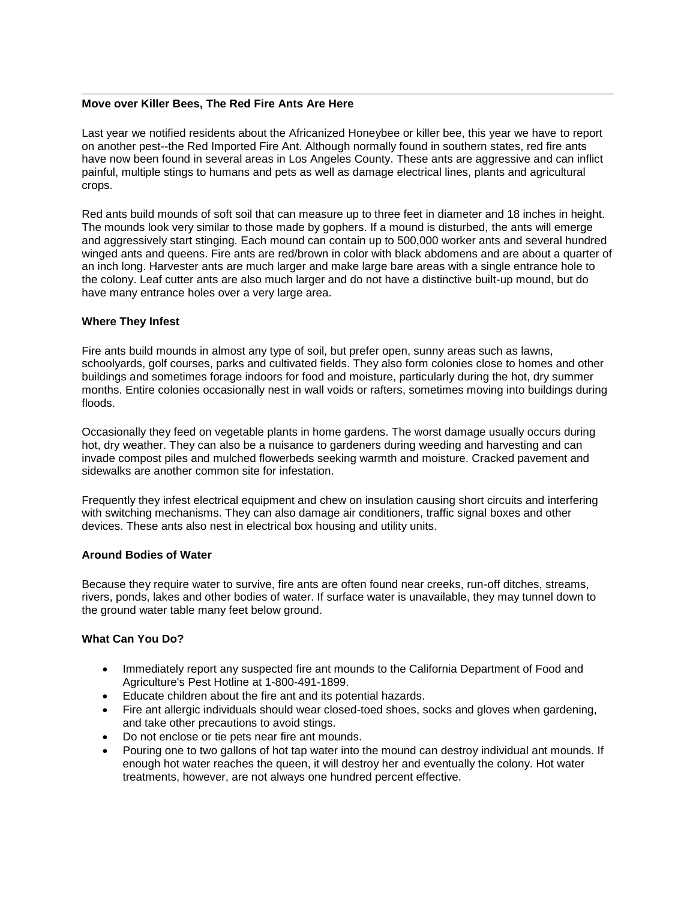## Move over Killer Bees, The Red Fire Ants Are Here

Last year we notified residents about the Africanized Honeybee or killer bee, this year we have to report on another pest--the Red Imported Fire Ant. Although normally found in southern states, red fire ants have now been found in several areas in Los Angeles County. These ants are aggressive and can inflict painful, multiple stings to humans and pets as well as damage electrical lines, plants and agricultural crops.

Red ants build mounds of soft soil that can measure up to three feet in diameter and 18 inches in height. The mounds look very similar to those made by gophers. If a mound is disturbed, the ants will emerge and aggressively start stinging. Each mound can contain up to 500,000 worker ants and several hundred winged ants and queens. Fire ants are red/brown in color with black abdomens and are about a quarter of an inch long. Harvester ants are much larger and make large bare areas with a single entrance hole to the colony. Leaf cutter ants are also much larger and do not have a distinctive built-up mound, but do have many entrance holes over a very large area.

### Where They Infest

Fire ants build mounds in almost any type of soil, but prefer open, sunny areas such as lawns, schoolyards, golf courses, parks and cultivated fields. They also form colonies close to homes and other buildings and sometimes forage indoors for food and moisture, particularly during the hot, dry summer months. Entire colonies occasionally nest in wall voids or rafters, sometimes moving into buildings during floods.

Occasionally they feed on vegetable plants in home gardens. The worst damage usually occurs during hot, dry weather. They can also be a nuisance to gardeners during weeding and harvesting and can invade compost piles and mulched flowerbeds seeking warmth and moisture. Cracked pavement and sidewalks are another common site for infestation.

Frequently they infest electrical equipment and chew on insulation causing short circuits and interfering with switching mechanisms. They can also damage air conditioners, traffic signal boxes and other devices. These ants also nest in electrical box housing and utility units.

### Around Bodies of Water

Because they require water to survive, fire ants are often found near creeks, run-off ditches, streams, rivers, ponds, lakes and other bodies of water. If surface water is unavailable, they may tunnel down to the ground water table many feet below ground.

### What Can You Do?

- Immediately report any suspected fire ant mounds to the California Department of Food and Agriculture's Pest Hotline at 1-800-491-1899.
- Educate children about the fire ant and its potential hazards.
- Fire ant allergic individuals should wear closed-toed shoes, socks and gloves when gardening, and take other precautions to avoid stings.
- Do not enclose or tie pets near fire ant mounds.
- Pouring one to two gallons of hot tap water into the mound can destroy individual ant mounds. If enough hot water reaches the queen, it will destroy her and eventually the colony. Hot water treatments, however, are not always one hundred percent effective.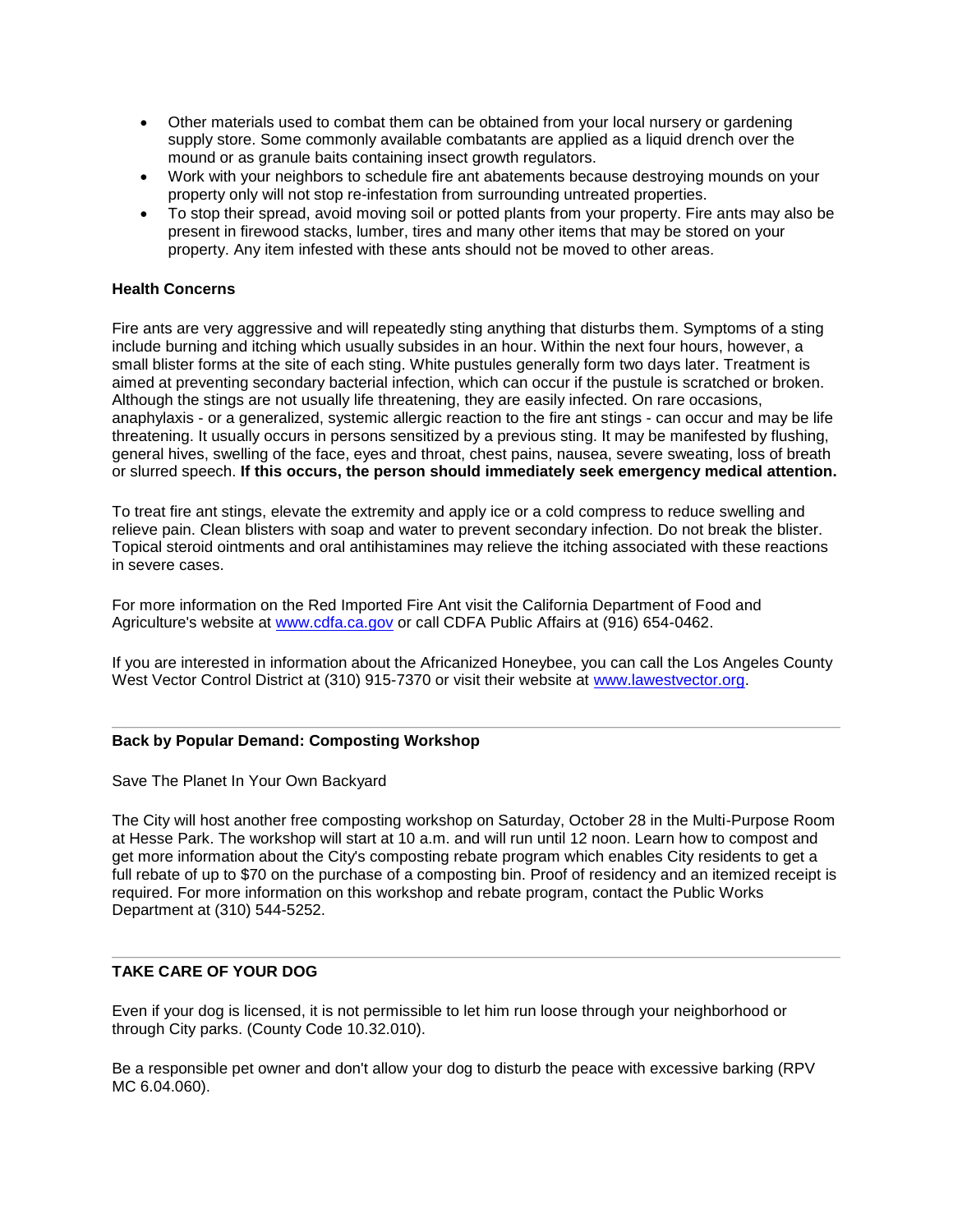- Other materials used to combat them can be obtained from your local nursery or gardening supply store. Some commonly available combatants are applied as a liquid drench over the mound or as granule baits containing insect growth regulators.
- Work with your neighbors to schedule fire ant abatements because destroying mounds on your property only will not stop re-infestation from surrounding untreated properties.
- To stop their spread, avoid moving soil or potted plants from your property. Fire ants may also be present in firewood stacks, lumber, tires and many other items that may be stored on your property. Any item infested with these ants should not be moved to other areas.

**Health Concerns**

Fire ants are very aggressive and will repeatedly sting anything that disturbs them. Symptoms of a sting include burning and itching which usually subsides in an hour. Within the next four hours, however, a small blister forms at the site of each sting. White pustules generally form two days later. Treatment is aimed at preventing secondary bacterial infection, which can occur if the pustule is scratched or broken. Although the stings are not usually life threatening, they are easily infected. On rare occasions, anaphylaxis - or a generalized, systemic allergic reaction to the fire ant stings - can occur and may be life threatening. It usually occurs in persons sensitized by a previous sting. It may be manifested by flushing, general hives, swelling of the face, eyes and throat, chest pains, nausea, severe sweating, loss of breath or slurred speech. **If this occurs, the person should immediately seek emergency medical attention.**

To treat fire ant stings, elevate the extremity and apply ice or a cold compress to reduce swelling and relieve pain. Clean blisters with soap and water to prevent secondary infection. Do not break the blister. Topical steroid ointments and oral antihistamines may relieve the itching associated with these reactions in severe cases.

For more information on the Red Imported Fire Ant visit the California Department of Food and Agriculture's website at www.cdfa.ca.gov or call CDFA Public Affairs at (916) 654-0462.

If you are interested in information about the Africanized Honeybee, you can call the Los Angeles County West Vector Control District at (310) 915-7370 or visit their website at www.lawestvector.org.

---

**Back by Popular Demand: Composting Workshop**

Save The Planet In Your Own Backyard

The City will host another free composting workshop on Saturday, October 28 in the Multi-Purpose Room at Hesse Park. The workshop will start at 10 a.m. and will run until 12 noon. Learn how to compost and get more information about the City's composting rebate program which enables City residents to get a full rebate of up to $70 on the purchase of a composting bin. Proof of residency and an itemized receipt is required. For more information on this workshop and rebate program, contact the Public Works Department at (310) 544-5252.

---

**TAKE CARE OF YOUR DOG**

Even if your dog is licensed, it is not permissible to let him run loose through your neighborhood or through City parks. (County Code 10.32.010).

Be a responsible pet owner and don't allow your dog to disturb the peace with excessive barking (RPV MC 6.04.060).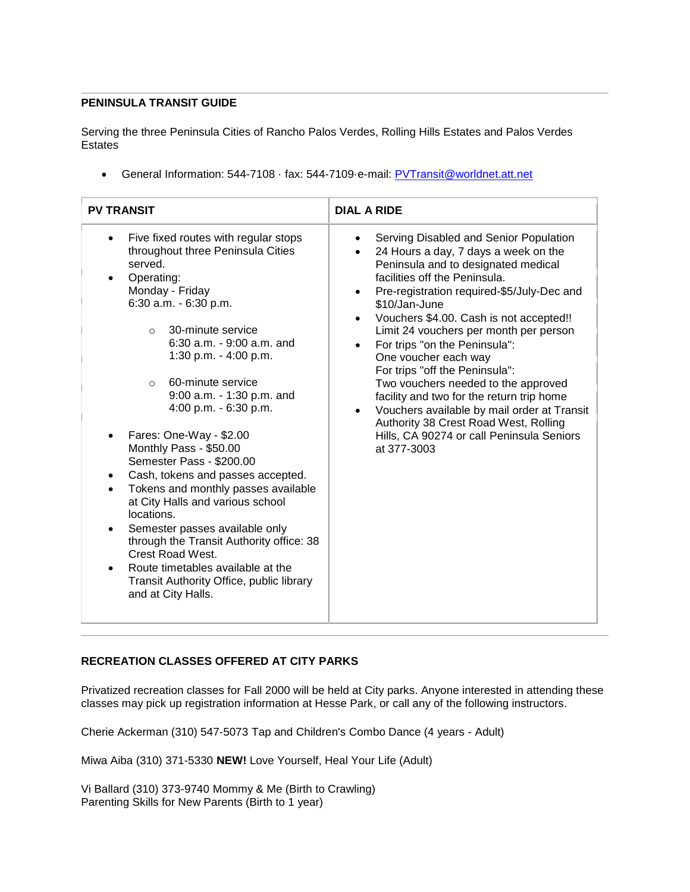## PENINSULA TRANSIT GUIDE

Serving the three Peninsula Cities of Rancho Palos Verdes, Rolling Hills Estates and Palos Verdes Estates

- General Information: 544-7108 · fax: 544-7109·e-mail: PVTransit@worldnet.att.net

| PV TRANSIT | DIAL A RIDE |
| --- | --- |
| • Five fixed routes with regular stops throughout three Peninsula Cities served.<br>• Operating:<br>Monday - Friday<br>6:30 a.m. - 6:30 p.m.<br>○ 30-minute service<br>6:30 a.m. - 9:00 a.m. and<br>1:30 p.m. - 4:00 p.m.<br>○ 60-minute service<br>9:00 a.m. - 1:30 p.m. and<br>4:00 p.m. - 6:30 p.m.<br>• Fares: One-Way - $2.00<br>Monthly Pass - $50.00<br>Semester Pass - $200.00<br>• Cash, tokens and passes accepted.<br>• Tokens and monthly passes available at City Halls and various school locations.<br>• Semester passes available only through the Transit Authority office: 38 Crest Road West.<br>• Route timetables available at the Transit Authority Office, public library and at City Halls. | • Serving Disabled and Senior Population<br>• 24 Hours a day, 7 days a week on the Peninsula and to designated medical facilities off the Peninsula.<br>• Pre-registration required-$5/July-Dec and $10/Jan-June<br>• Vouchers $4.00. Cash is not accepted!! Limit 24 vouchers per month per person<br>• For trips "on the Peninsula":<br>One voucher each way<br>For trips "off the Peninsula":<br>Two vouchers needed to the approved facility and two for the return trip home<br>• Vouchers available by mail order at Transit Authority 38 Crest Road West, Rolling Hills, CA 90274 or call Peninsula Seniors at 377-3003 |

## RECREATION CLASSES OFFERED AT CITY PARKS

Privatized recreation classes for Fall 2000 will be held at City parks. Anyone interested in attending these classes may pick up registration information at Hesse Park, or call any of the following instructors.

Cherie Ackerman (310) 547-5073 Tap and Children's Combo Dance (4 years - Adult)

Miwa Aiba (310) 371-5330 **NEW!** Love Yourself, Heal Your Life (Adult)

Vi Ballard (310) 373-9740 Mommy & Me (Birth to Crawling)
Parenting Skills for New Parents (Birth to 1 year)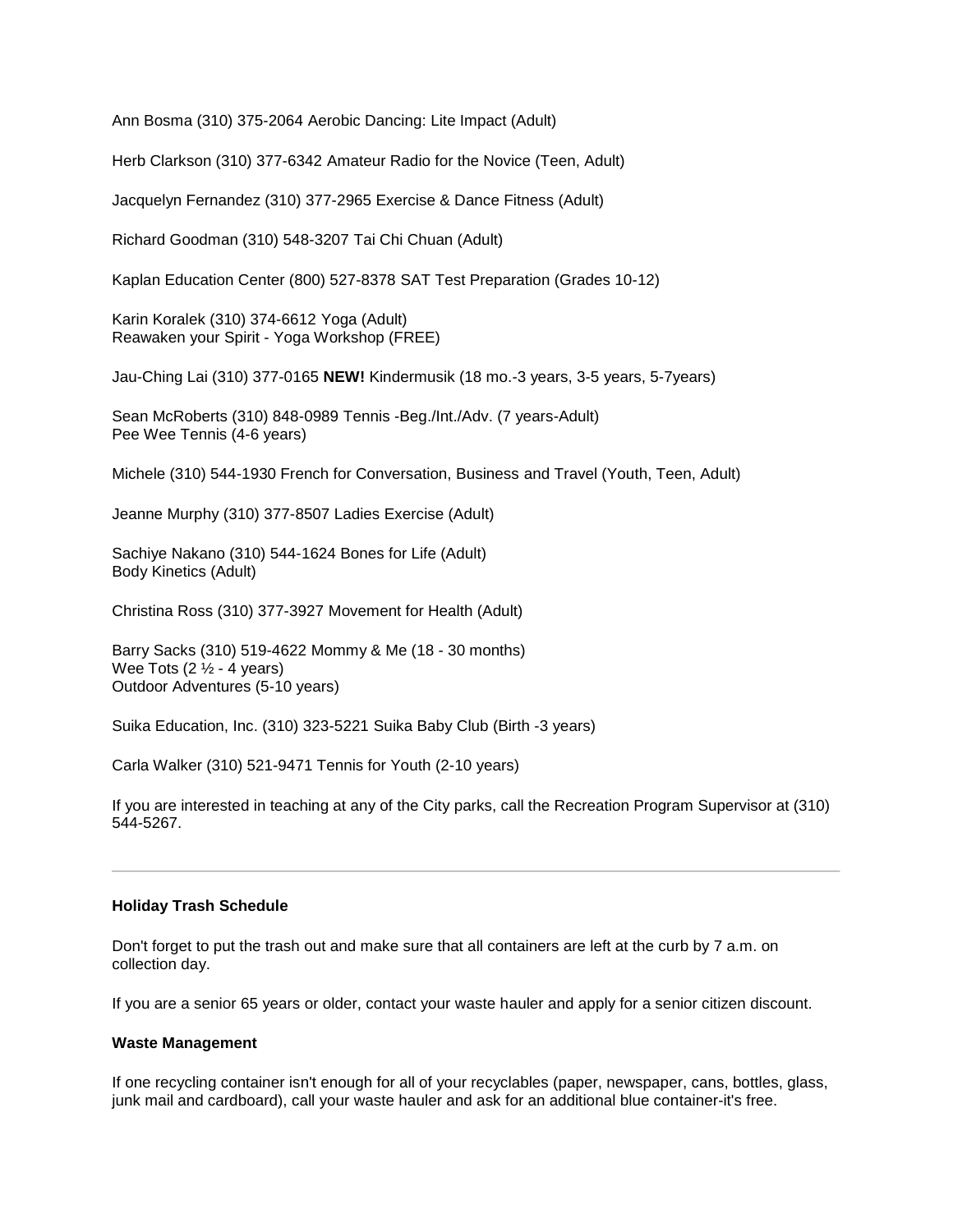Ann Bosma (310) 375-2064 Aerobic Dancing: Lite Impact (Adult)

Herb Clarkson (310) 377-6342 Amateur Radio for the Novice (Teen, Adult)

Jacquelyn Fernandez (310) 377-2965 Exercise & Dance Fitness (Adult)

Richard Goodman (310) 548-3207 Tai Chi Chuan (Adult)

Kaplan Education Center (800) 527-8378 SAT Test Preparation (Grades 10-12)

Karin Koralek (310) 374-6612 Yoga (Adult)
Reawaken your Spirit - Yoga Workshop (FREE)

Jau-Ching Lai (310) 377-0165 **NEW!** Kindermusik (18 mo.-3 years, 3-5 years, 5-7years)

Sean McRoberts (310) 848-0989 Tennis -Beg./Int./Adv. (7 years-Adult)
Pee Wee Tennis (4-6 years)

Michele (310) 544-1930 French for Conversation, Business and Travel (Youth, Teen, Adult)

Jeanne Murphy (310) 377-8507 Ladies Exercise (Adult)

Sachiye Nakano (310) 544-1624 Bones for Life (Adult)
Body Kinetics (Adult)

Christina Ross (310) 377-3927 Movement for Health (Adult)

Barry Sacks (310) 519-4622 Mommy & Me (18 - 30 months)
Wee Tots (2 ½ - 4 years)
Outdoor Adventures (5-10 years)

Suika Education, Inc. (310) 323-5221 Suika Baby Club (Birth -3 years)

Carla Walker (310) 521-9471 Tennis for Youth (2-10 years)

If you are interested in teaching at any of the City parks, call the Recreation Program Supervisor at (310) 544-5267.

---

**Holiday Trash Schedule**

Don't forget to put the trash out and make sure that all containers are left at the curb by 7 a.m. on collection day.

If you are a senior 65 years or older, contact your waste hauler and apply for a senior citizen discount.

**Waste Management**

If one recycling container isn't enough for all of your recyclables (paper, newspaper, cans, bottles, glass, junk mail and cardboard), call your waste hauler and ask for an additional blue container-it's free.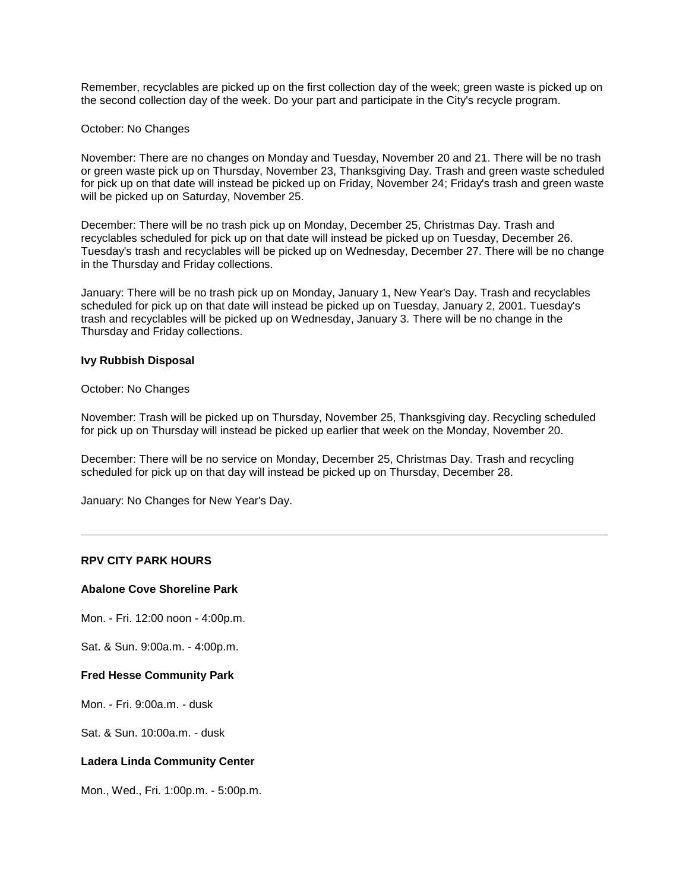Remember, recyclables are picked up on the first collection day of the week; green waste is picked up on the second collection day of the week. Do your part and participate in the City's recycle program.

October: No Changes

November: There are no changes on Monday and Tuesday, November 20 and 21. There will be no trash or green waste pick up on Thursday, November 23, Thanksgiving Day. Trash and green waste scheduled for pick up on that date will instead be picked up on Friday, November 24; Friday's trash and green waste will be picked up on Saturday, November 25.

December: There will be no trash pick up on Monday, December 25, Christmas Day. Trash and recyclables scheduled for pick up on that date will instead be picked up on Tuesday, December 26. Tuesday's trash and recyclables will be picked up on Wednesday, December 27. There will be no change in the Thursday and Friday collections.

January: There will be no trash pick up on Monday, January 1, New Year's Day. Trash and recyclables scheduled for pick up on that date will instead be picked up on Tuesday, January 2, 2001. Tuesday's trash and recyclables will be picked up on Wednesday, January 3. There will be no change in the Thursday and Friday collections.

**Ivy Rubbish Disposal**

October: No Changes

November: Trash will be picked up on Thursday, November 25, Thanksgiving day. Recycling scheduled for pick up on Thursday will instead be picked up earlier that week on the Monday, November 20.

December: There will be no service on Monday, December 25, Christmas Day. Trash and recycling scheduled for pick up on that day will instead be picked up on Thursday, December 28.

January: No Changes for New Year's Day.

---

**RPV CITY PARK HOURS**

**Abalone Cove Shoreline Park**

Mon. - Fri. 12:00 noon - 4:00p.m.

Sat. & Sun. 9:00a.m. - 4:00p.m.

**Fred Hesse Community Park**

Mon. - Fri. 9:00a.m. - dusk

Sat. & Sun. 10:00a.m. - dusk

**Ladera Linda Community Center**

Mon., Wed., Fri. 1:00p.m. - 5:00p.m.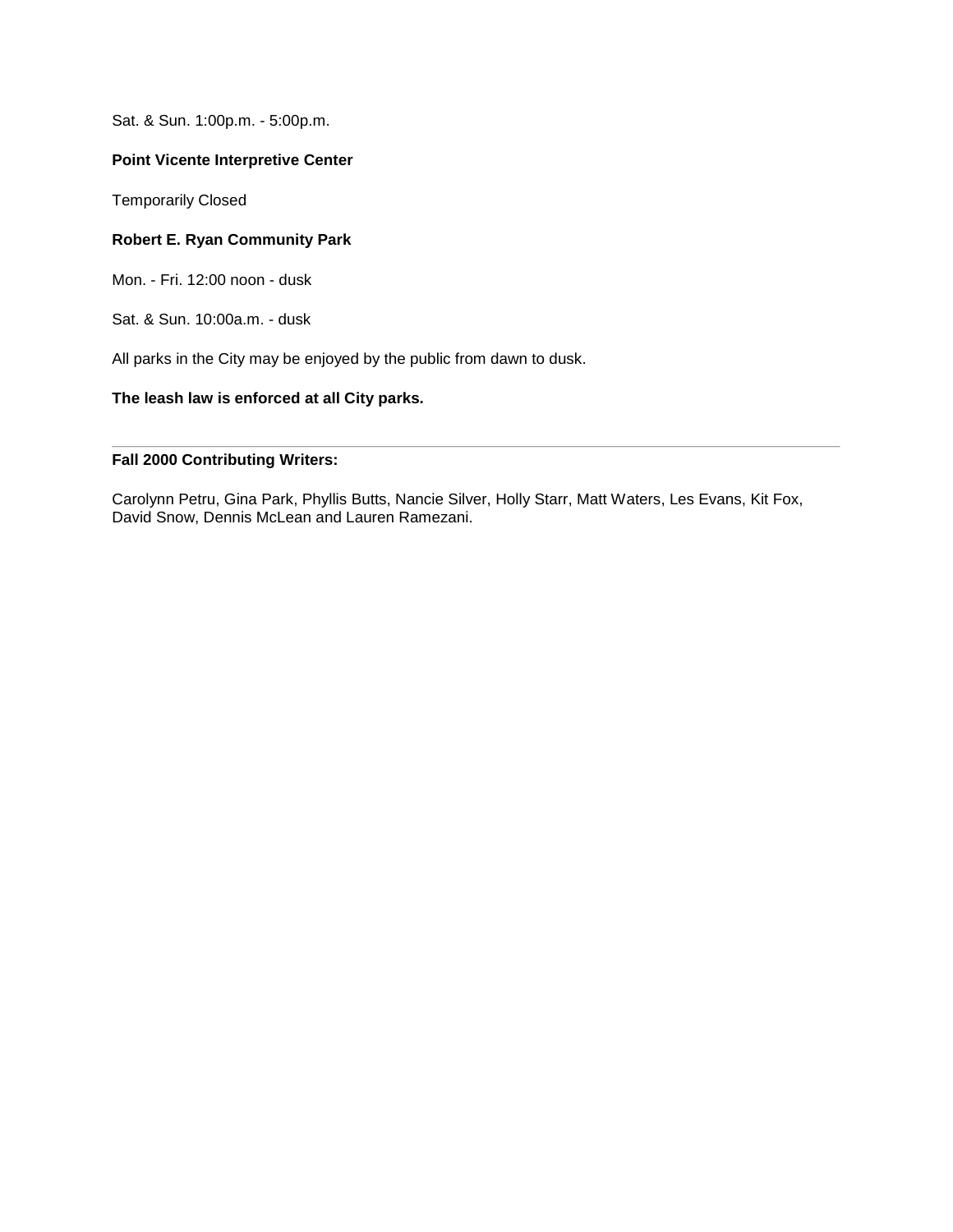Sat. & Sun. 1:00p.m. - 5:00p.m.

**Point Vicente Interpretive Center**

Temporarily Closed

**Robert E. Ryan Community Park**

Mon. - Fri. 12:00 noon - dusk

Sat. & Sun. 10:00a.m. - dusk

All parks in the City may be enjoyed by the public from dawn to dusk.

**The leash law is enforced at all City parks.**

---

**Fall 2000 Contributing Writers:**

Carolynn Petru, Gina Park, Phyllis Butts, Nancie Silver, Holly Starr, Matt Waters, Les Evans, Kit Fox, David Snow, Dennis McLean and Lauren Ramezani.